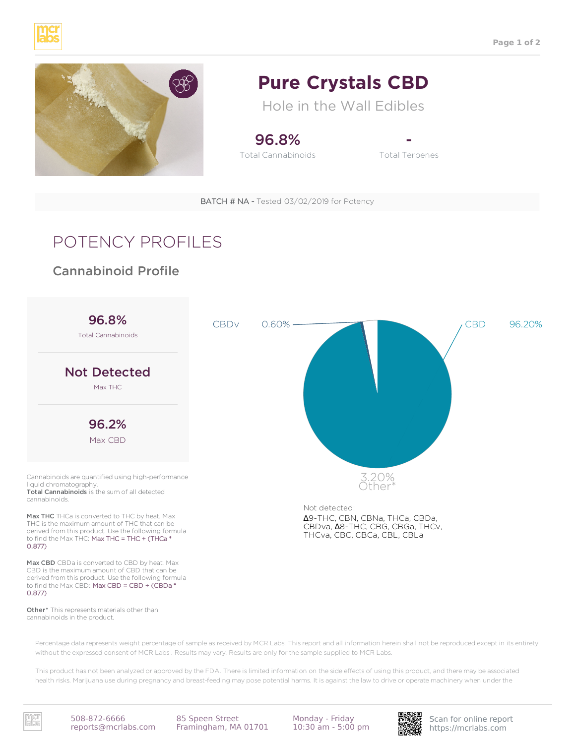# Pure Crystals CBD

Hole in the Wall Edibles

**96.8%**
Total Cannabinoids

**-**
Total Terpenes

BATCH # NA - Tested 03/02/2019 for Potency

## POTENCY PROFILES

### Cannabinoid Profile

**96.8%**
Total Cannabinoids

**Not Detected**
Max THC

**96.2%**
Max CBD

CBDv 0.60%

CBD 96.20%

3.20%
Other*

Not detected:
Δ9-THC, CBN, CBNa, THCa, CBDa, CBDva, Δ8-THC, CBG, CBGa, THCv, THCva, CBC, CBCa, CBL, CBLa

Cannabinoids are quantified using high-performance liquid chromatography.
**Total Cannabinoids** is the sum of all detected cannabinoids.

**Max THC** THCa is converted to THC by heat. Max THC is the maximum amount of THC that can be derived from this product. Use the following formula to find the Max THC: Max THC = THC + (THCa * 0.877)

**Max CBD** CBDa is converted to CBD by heat. Max CBD is the maximum amount of CBD that can be derived from this product. Use the following formula to find the Max CBD: Max CBD = CBD + (CBDa * 0.877)

**Other*** This represents materials other than cannabinoids in the product.

Percentage data represents weight percentage of sample as received by MCR Labs. This report and all information herein shall not be reproduced except in its entirety without the expressed consent of MCR Labs . Results may vary. Results are only for the sample supplied to MCR Labs.

This product has not been analyzed or approved by the FDA. There is limited information on the side effects of using this product, and there may be associated health risks. Marijuana use during pregnancy and breast-feeding may pose potential harms. It is against the law to drive or operate machinery when under the

508-872-6666
reports@mcrlabs.com

85 Speen Street
Framingham, MA 01701

Monday - Friday
10:30 am - 5:00 pm

Scan for online report
https://mcrlabs.com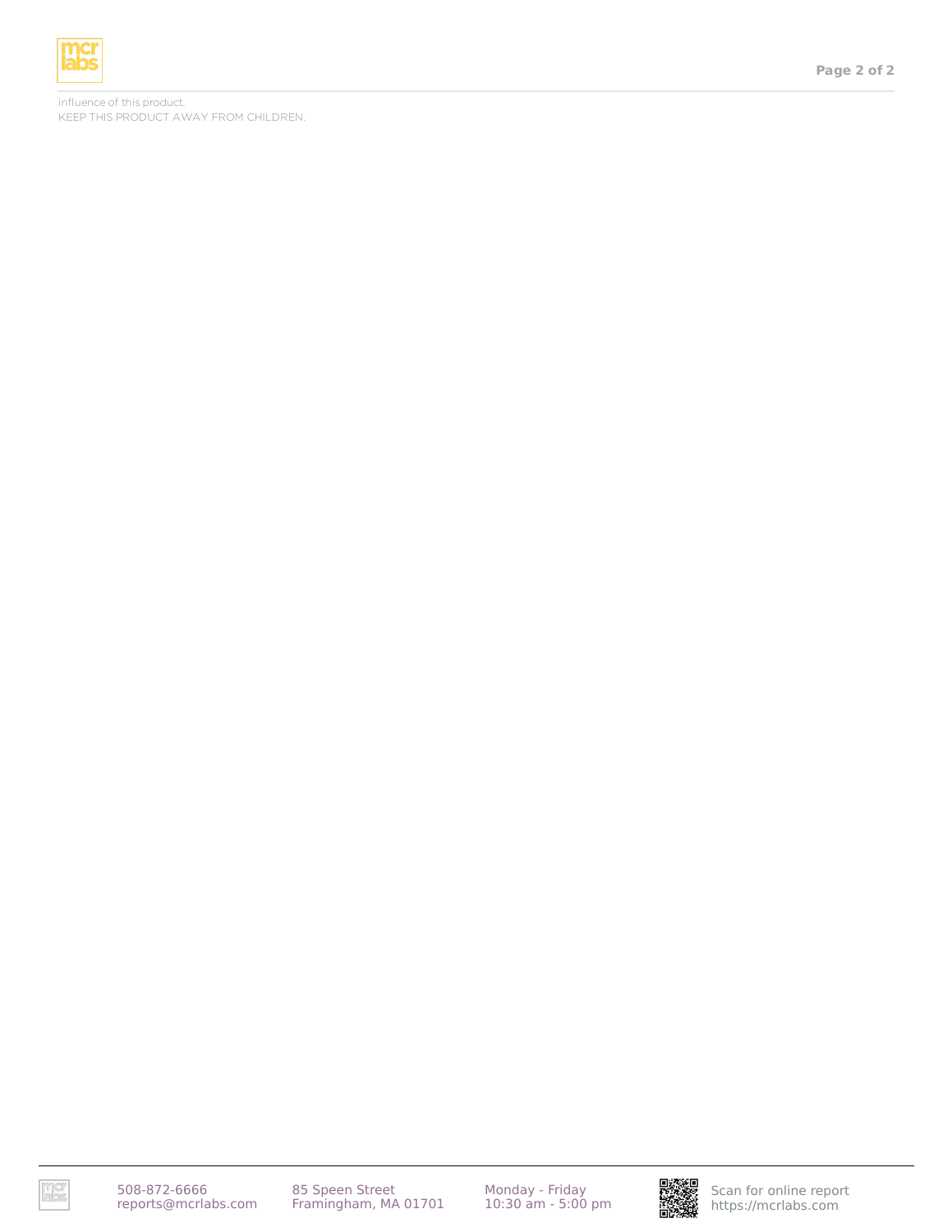influence of this product.
KEEP THIS PRODUCT AWAY FROM CHILDREN.

508-872-6666
reports@mcrlabs.com

85 Speen Street
Framingham, MA 01701

Monday - Friday
10:30 am - 5:00 pm

Scan for online report
https://mcrlabs.com